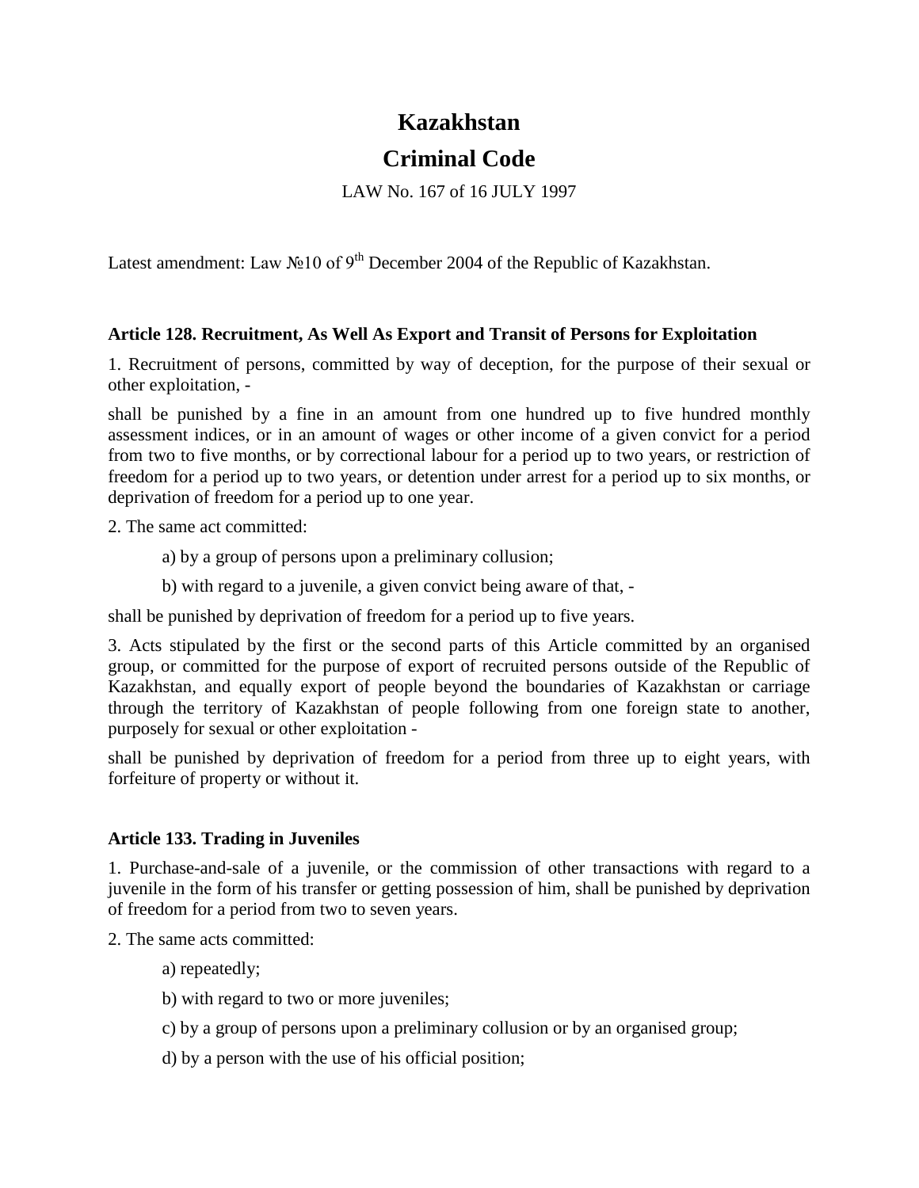# Kazakhstan

# Criminal Code

LAW No. 167 of 16 JULY 1997

Latest amendment: Law №10 of 9th December 2004 of the Republic of Kazakhstan.

**Article 128. Recruitment, As Well As Export and Transit of Persons for Exploitation**

1. Recruitment of persons, committed by way of deception, for the purpose of their sexual or other exploitation, -

shall be punished by a fine in an amount from one hundred up to five hundred monthly assessment indices, or in an amount of wages or other income of a given convict for a period from two to five months, or by correctional labour for a period up to two years, or restriction of freedom for a period up to two years, or detention under arrest for a period up to six months, or deprivation of freedom for a period up to one year.

2. The same act committed:

a) by a group of persons upon a preliminary collusion;

b) with regard to a juvenile, a given convict being aware of that, -

shall be punished by deprivation of freedom for a period up to five years.

3. Acts stipulated by the first or the second parts of this Article committed by an organised group, or committed for the purpose of export of recruited persons outside of the Republic of Kazakhstan, and equally export of people beyond the boundaries of Kazakhstan or carriage through the territory of Kazakhstan of people following from one foreign state to another, purposely for sexual or other exploitation -

shall be punished by deprivation of freedom for a period from three up to eight years, with forfeiture of property or without it.

**Article 133. Trading in Juveniles**

1. Purchase-and-sale of a juvenile, or the commission of other transactions with regard to a juvenile in the form of his transfer or getting possession of him, shall be punished by deprivation of freedom for a period from two to seven years.

2. The same acts committed:

a) repeatedly;

b) with regard to two or more juveniles;

c) by a group of persons upon a preliminary collusion or by an organised group;

d) by a person with the use of his official position;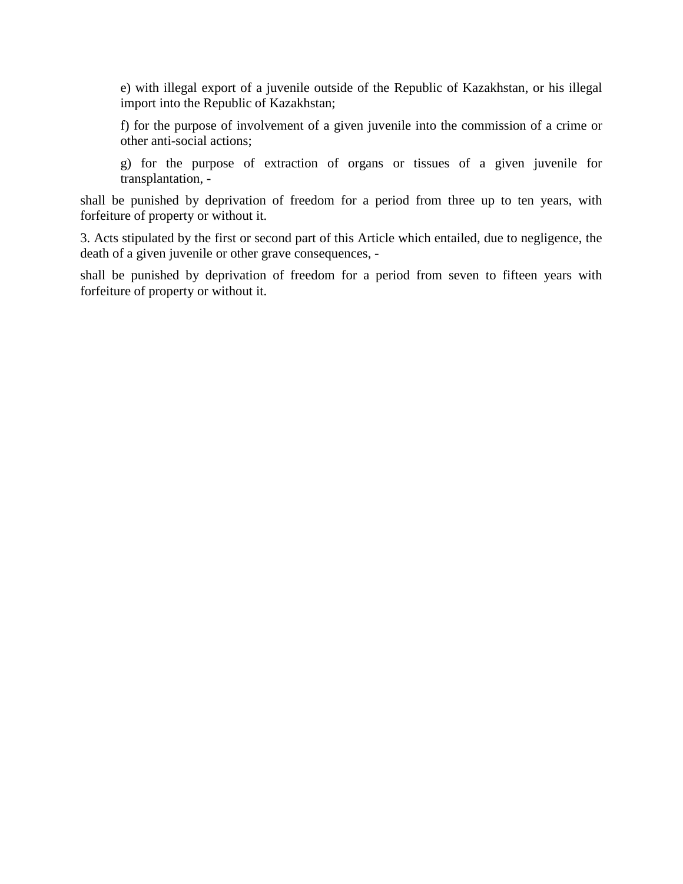e) with illegal export of a juvenile outside of the Republic of Kazakhstan, or his illegal import into the Republic of Kazakhstan;

f) for the purpose of involvement of a given juvenile into the commission of a crime or other anti-social actions;

g) for the purpose of extraction of organs or tissues of a given juvenile for transplantation, -

shall be punished by deprivation of freedom for a period from three up to ten years, with forfeiture of property or without it.

3. Acts stipulated by the first or second part of this Article which entailed, due to negligence, the death of a given juvenile or other grave consequences, -

shall be punished by deprivation of freedom for a period from seven to fifteen years with forfeiture of property or without it.